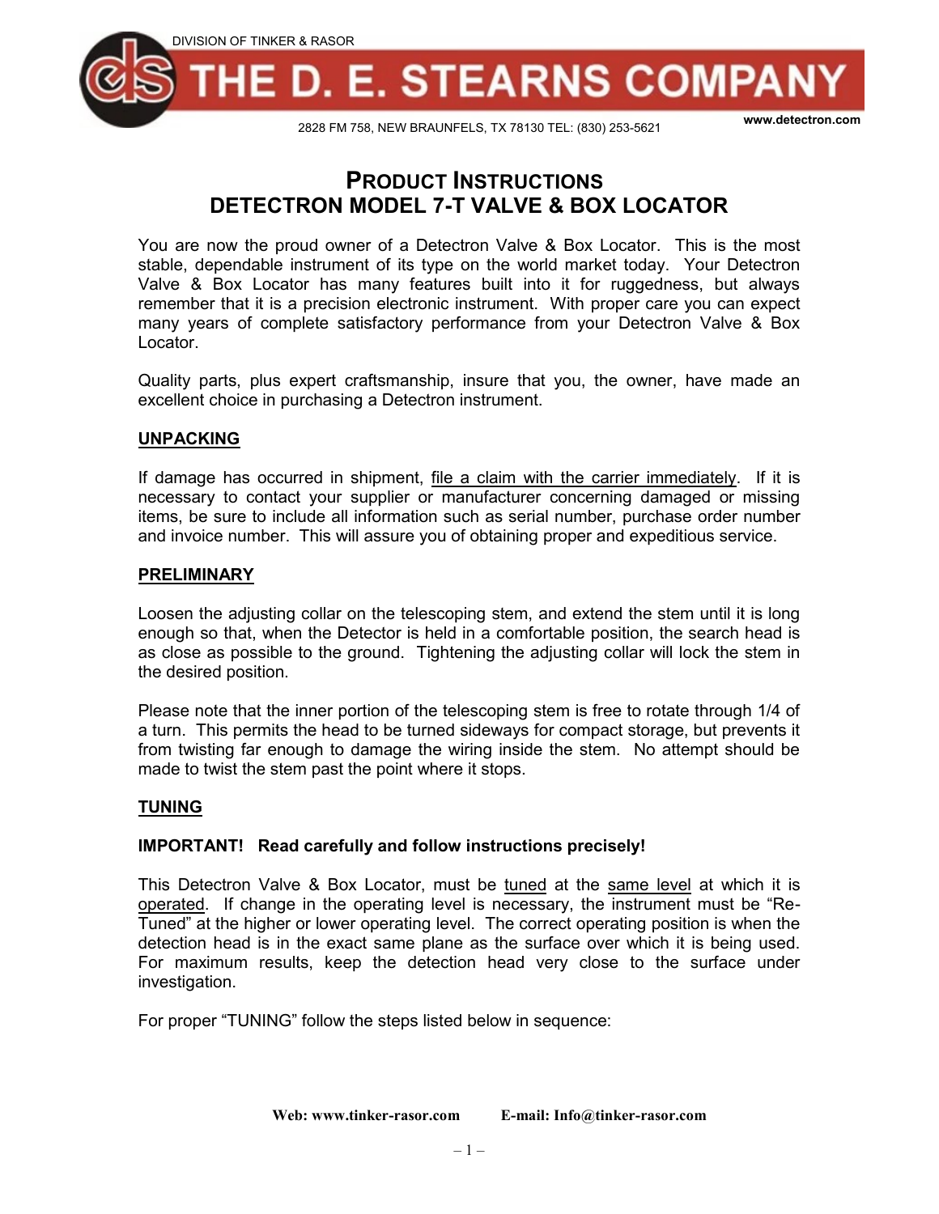DIVISION OF TINKER & RASOR

# THE D. E. STEARNS COMPANY

2828 FM 758, NEW BRAUNFELS, TX 78130 TEL: (830) 253-5621

www.detectron.com

## PRODUCT INSTRUCTIONS
## DETECTRON MODEL 7-T VALVE & BOX LOCATOR

You are now the proud owner of a Detectron Valve & Box Locator. This is the most stable, dependable instrument of its type on the world market today. Your Detectron Valve & Box Locator has many features built into it for ruggedness, but always remember that it is a precision electronic instrument. With proper care you can expect many years of complete satisfactory performance from your Detectron Valve & Box Locator.

Quality parts, plus expert craftsmanship, insure that you, the owner, have made an excellent choice in purchasing a Detectron instrument.

### UNPACKING

If damage has occurred in shipment, file a claim with the carrier immediately. If it is necessary to contact your supplier or manufacturer concerning damaged or missing items, be sure to include all information such as serial number, purchase order number and invoice number. This will assure you of obtaining proper and expeditious service.

### PRELIMINARY

Loosen the adjusting collar on the telescoping stem, and extend the stem until it is long enough so that, when the Detector is held in a comfortable position, the search head is as close as possible to the ground. Tightening the adjusting collar will lock the stem in the desired position.

Please note that the inner portion of the telescoping stem is free to rotate through 1/4 of a turn. This permits the head to be turned sideways for compact storage, but prevents it from twisting far enough to damage the wiring inside the stem. No attempt should be made to twist the stem past the point where it stops.

### TUNING

**IMPORTANT! Read carefully and follow instructions precisely!**

This Detectron Valve & Box Locator, must be tuned at the same level at which it is operated. If change in the operating level is necessary, the instrument must be "Re-Tuned" at the higher or lower operating level. The correct operating position is when the detection head is in the exact same plane as the surface over which it is being used. For maximum results, keep the detection head very close to the surface under investigation.

For proper "TUNING" follow the steps listed below in sequence: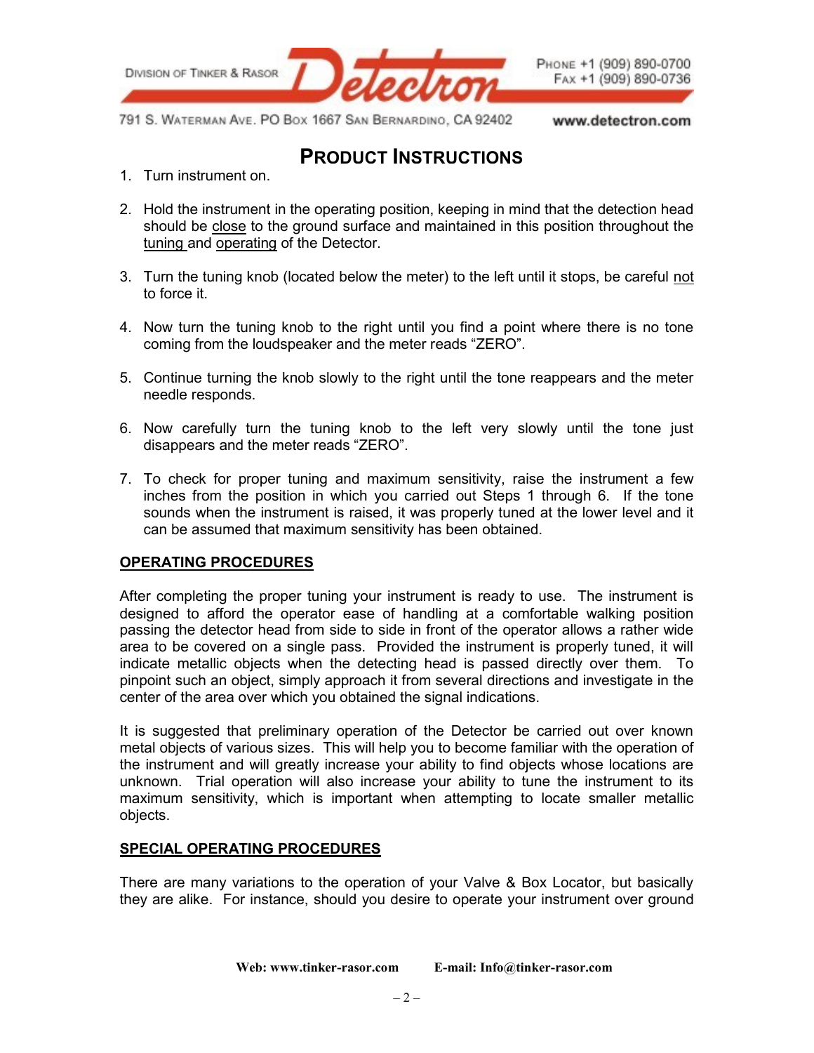## PRODUCT INSTRUCTIONS

1. Turn instrument on.

2. Hold the instrument in the operating position, keeping in mind that the detection head should be close to the ground surface and maintained in this position throughout the tuning and operating of the Detector.

3. Turn the tuning knob (located below the meter) to the left until it stops, be careful not to force it.

4. Now turn the tuning knob to the right until you find a point where there is no tone coming from the loudspeaker and the meter reads “ZERO”.

5. Continue turning the knob slowly to the right until the tone reappears and the meter needle responds.

6. Now carefully turn the tuning knob to the left very slowly until the tone just disappears and the meter reads “ZERO”.

7. To check for proper tuning and maximum sensitivity, raise the instrument a few inches from the position in which you carried out Steps 1 through 6. If the tone sounds when the instrument is raised, it was properly tuned at the lower level and it can be assumed that maximum sensitivity has been obtained.

### OPERATING PROCEDURES

After completing the proper tuning your instrument is ready to use. The instrument is designed to afford the operator ease of handling at a comfortable walking position passing the detector head from side to side in front of the operator allows a rather wide area to be covered on a single pass. Provided the instrument is properly tuned, it will indicate metallic objects when the detecting head is passed directly over them. To pinpoint such an object, simply approach it from several directions and investigate in the center of the area over which you obtained the signal indications.

It is suggested that preliminary operation of the Detector be carried out over known metal objects of various sizes. This will help you to become familiar with the operation of the instrument and will greatly increase your ability to find objects whose locations are unknown. Trial operation will also increase your ability to tune the instrument to its maximum sensitivity, which is important when attempting to locate smaller metallic objects.

### SPECIAL OPERATING PROCEDURES

There are many variations to the operation of your Valve & Box Locator, but basically they are alike. For instance, should you desire to operate your instrument over ground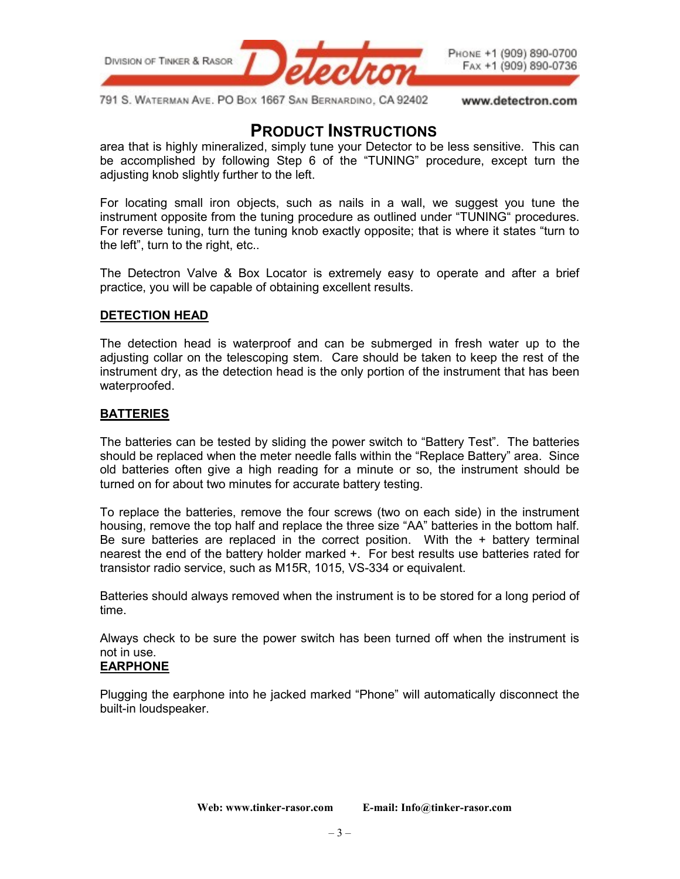area that is highly mineralized, simply tune your Detector to be less sensitive. This can be accomplished by following Step 6 of the "TUNING" procedure, except turn the adjusting knob slightly further to the left.

For locating small iron objects, such as nails in a wall, we suggest you tune the instrument opposite from the tuning procedure as outlined under "TUNING" procedures. For reverse tuning, turn the tuning knob exactly opposite; that is where it states "turn to the left", turn to the right, etc..

The Detectron Valve & Box Locator is extremely easy to operate and after a brief practice, you will be capable of obtaining excellent results.

## DETECTION HEAD

The detection head is waterproof and can be submerged in fresh water up to the adjusting collar on the telescoping stem. Care should be taken to keep the rest of the instrument dry, as the detection head is the only portion of the instrument that has been waterproofed.

## BATTERIES

The batteries can be tested by sliding the power switch to "Battery Test". The batteries should be replaced when the meter needle falls within the "Replace Battery" area. Since old batteries often give a high reading for a minute or so, the instrument should be turned on for about two minutes for accurate battery testing.

To replace the batteries, remove the four screws (two on each side) in the instrument housing, remove the top half and replace the three size "AA" batteries in the bottom half. Be sure batteries are replaced in the correct position. With the + battery terminal nearest the end of the battery holder marked +. For best results use batteries rated for transistor radio service, such as M15R, 1015, VS-334 or equivalent.

Batteries should always removed when the instrument is to be stored for a long period of time.

Always check to be sure the power switch has been turned off when the instrument is not in use.

## EARPHONE

Plugging the earphone into he jacked marked "Phone" will automatically disconnect the built-in loudspeaker.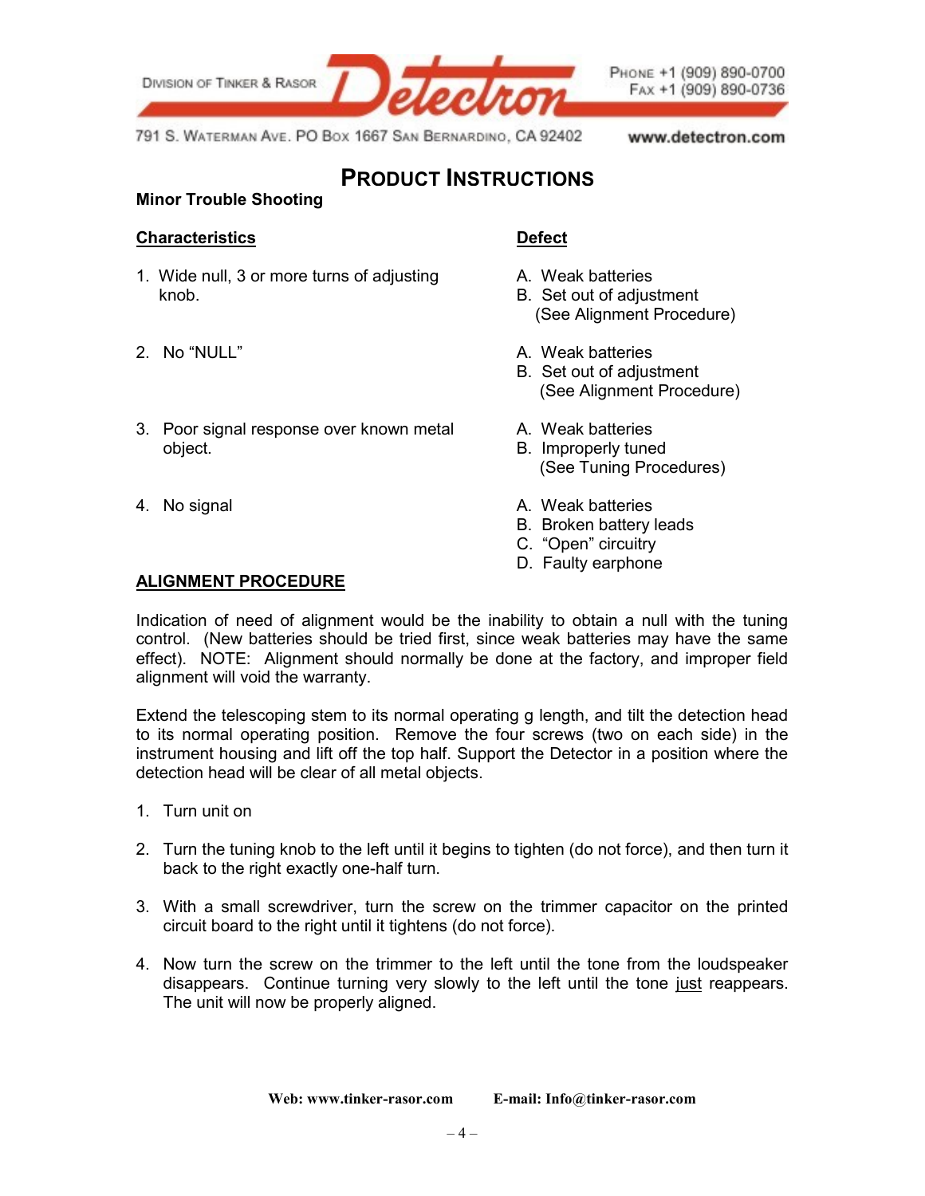# PRODUCT INSTRUCTIONS

**Minor Trouble Shooting**

| Characteristics | Defect |
| --- | --- |
| 1. Wide null, 3 or more turns of adjusting knob. | A. Weak batteries<br>B. Set out of adjustment (See Alignment Procedure) |
| 2. No "NULL" | A. Weak batteries<br>B. Set out of adjustment (See Alignment Procedure) |
| 3. Poor signal response over known metal object. | A. Weak batteries<br>B. Improperly tuned (See Tuning Procedures) |
| 4. No signal | A. Weak batteries<br>B. Broken battery leads<br>C. "Open" circuitry<br>D. Faulty earphone |

## ALIGNMENT PROCEDURE

Indication of need of alignment would be the inability to obtain a null with the tuning control. (New batteries should be tried first, since weak batteries may have the same effect). NOTE: Alignment should normally be done at the factory, and improper field alignment will void the warranty.

Extend the telescoping stem to its normal operating g length, and tilt the detection head to its normal operating position. Remove the four screws (two on each side) in the instrument housing and lift off the top half. Support the Detector in a position where the detection head will be clear of all metal objects.

1. Turn unit on

2. Turn the tuning knob to the left until it begins to tighten (do not force), and then turn it back to the right exactly one-half turn.

3. With a small screwdriver, turn the screw on the trimmer capacitor on the printed circuit board to the right until it tightens (do not force).

4. Now turn the screw on the trimmer to the left until the tone from the loudspeaker disappears. Continue turning very slowly to the left until the tone _just_ reappears. The unit will now be properly aligned.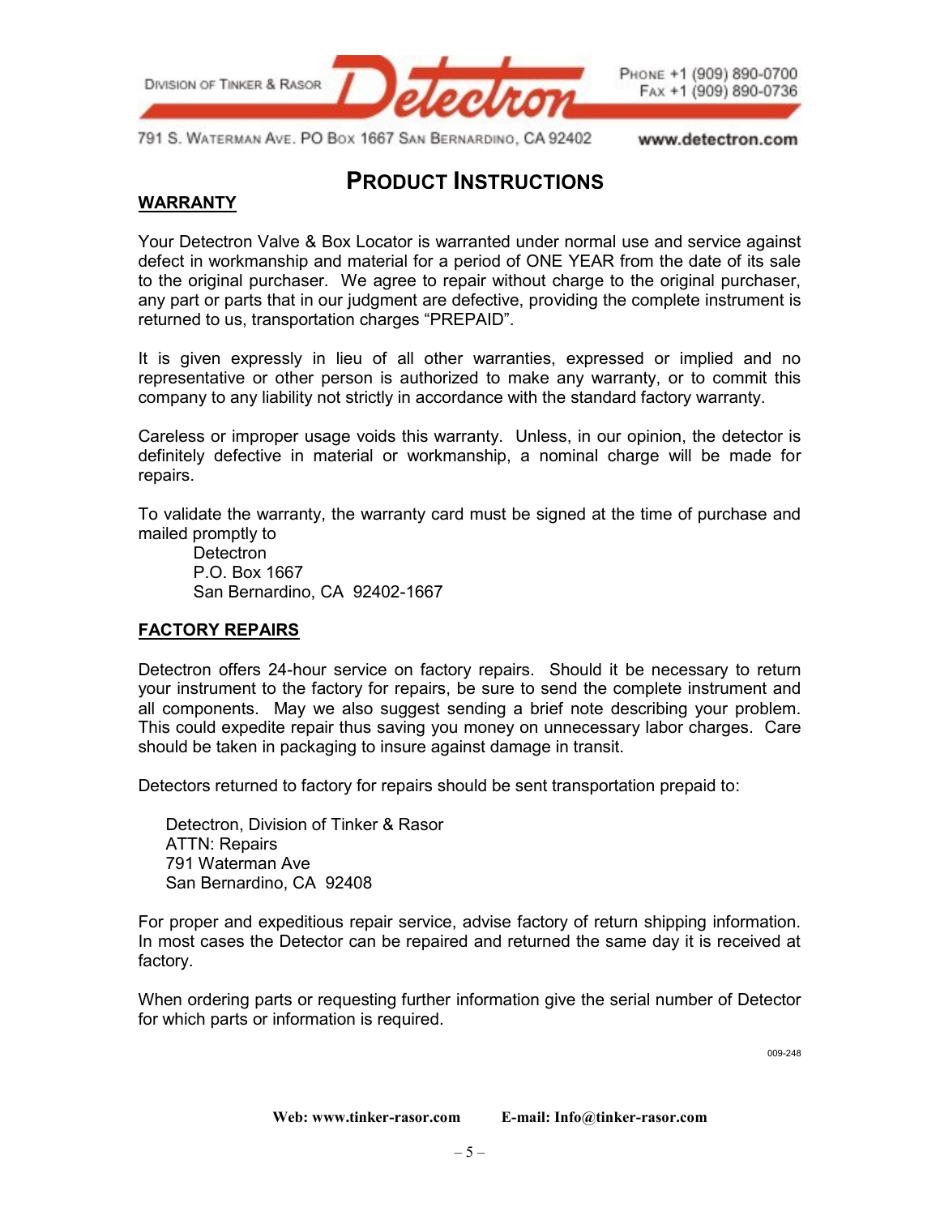Division of Tinker & Rasor **Detectron** Phone +1 (909) 890-0700 Fax +1 (909) 890-0736

791 S. Waterman Ave. PO Box 1667 San Bernardino, CA 92402 **www.detectron.com**

# PRODUCT INSTRUCTIONS

## WARRANTY

Your Detectron Valve & Box Locator is warranted under normal use and service against defect in workmanship and material for a period of ONE YEAR from the date of its sale to the original purchaser. We agree to repair without charge to the original purchaser, any part or parts that in our judgment are defective, providing the complete instrument is returned to us, transportation charges "PREPAID".

It is given expressly in lieu of all other warranties, expressed or implied and no representative or other person is authorized to make any warranty, or to commit this company to any liability not strictly in accordance with the standard factory warranty.

Careless or improper usage voids this warranty. Unless, in our opinion, the detector is definitely defective in material or workmanship, a nominal charge will be made for repairs.

To validate the warranty, the warranty card must be signed at the time of purchase and mailed promptly to

Detectron
P.O. Box 1667
San Bernardino, CA 92402-1667

## FACTORY REPAIRS

Detectron offers 24-hour service on factory repairs. Should it be necessary to return your instrument to the factory for repairs, be sure to send the complete instrument and all components. May we also suggest sending a brief note describing your problem. This could expedite repair thus saving you money on unnecessary labor charges. Care should be taken in packaging to insure against damage in transit.

Detectors returned to factory for repairs should be sent transportation prepaid to:

Detectron, Division of Tinker & Rasor
ATTN: Repairs
791 Waterman Ave
San Bernardino, CA 92408

For proper and expeditious repair service, advise factory of return shipping information. In most cases the Detector can be repaired and returned the same day it is received at factory.

When ordering parts or requesting further information give the serial number of Detector for which parts or information is required.

009-248

**Web: www.tinker-rasor.com** **E-mail: Info@tinker-rasor.com**